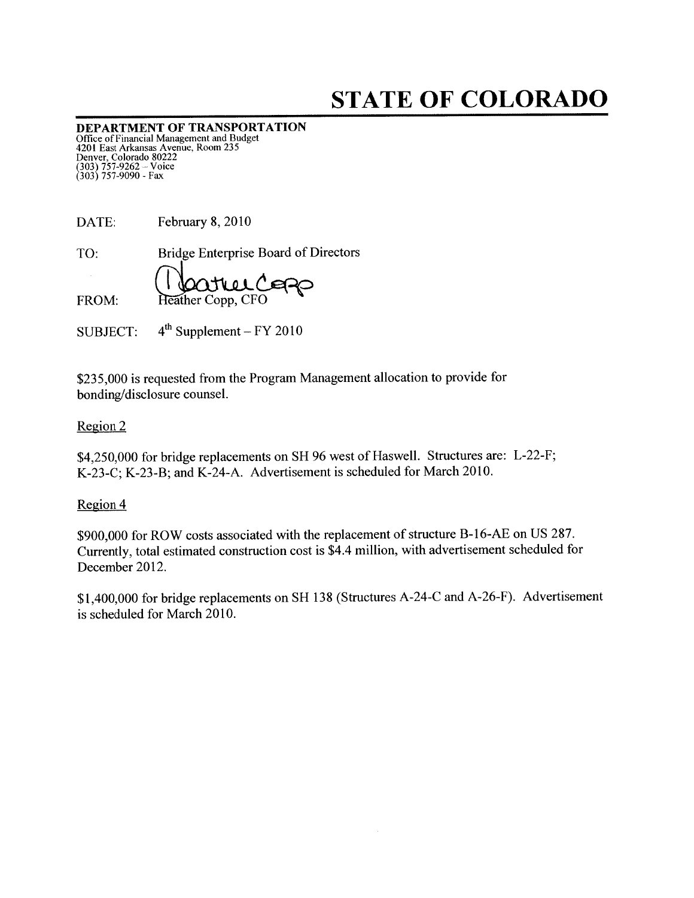# STATE OF COLORADO

**DEPARTMENT OF TRANSPORTATION**
Office of Financial Management and Budget
4201 East Arkansas Avenue, Room 235
Denver, Colorado 80222
(303) 757-9262 – Voice
(303) 757-9090 - Fax

DATE: February 8, 2010

TO: Bridge Enterprise Board of Directors

FROM: Heather Copp, CFO

SUBJECT: 4th Supplement – FY 2010

$235,000 is requested from the Program Management allocation to provide for bonding/disclosure counsel.

Region 2

$4,250,000 for bridge replacements on SH 96 west of Haswell. Structures are: L-22-F; K-23-C; K-23-B; and K-24-A. Advertisement is scheduled for March 2010.

Region 4

$900,000 for ROW costs associated with the replacement of structure B-16-AE on US 287. Currently, total estimated construction cost is $4.4 million, with advertisement scheduled for December 2012.

$1,400,000 for bridge replacements on SH 138 (Structures A-24-C and A-26-F). Advertisement is scheduled for March 2010.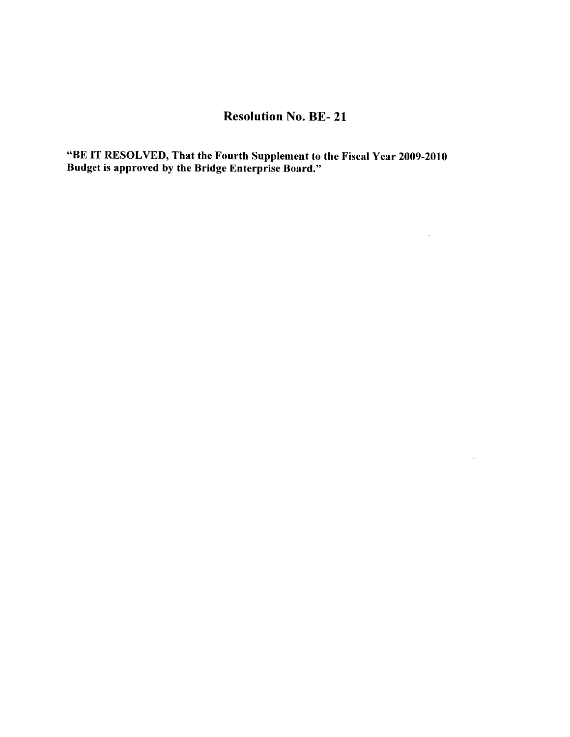# Resolution No. BE- 21

**"BE IT RESOLVED, That the Fourth Supplement to the Fiscal Year 2009-2010 Budget is approved by the Bridge Enterprise Board."**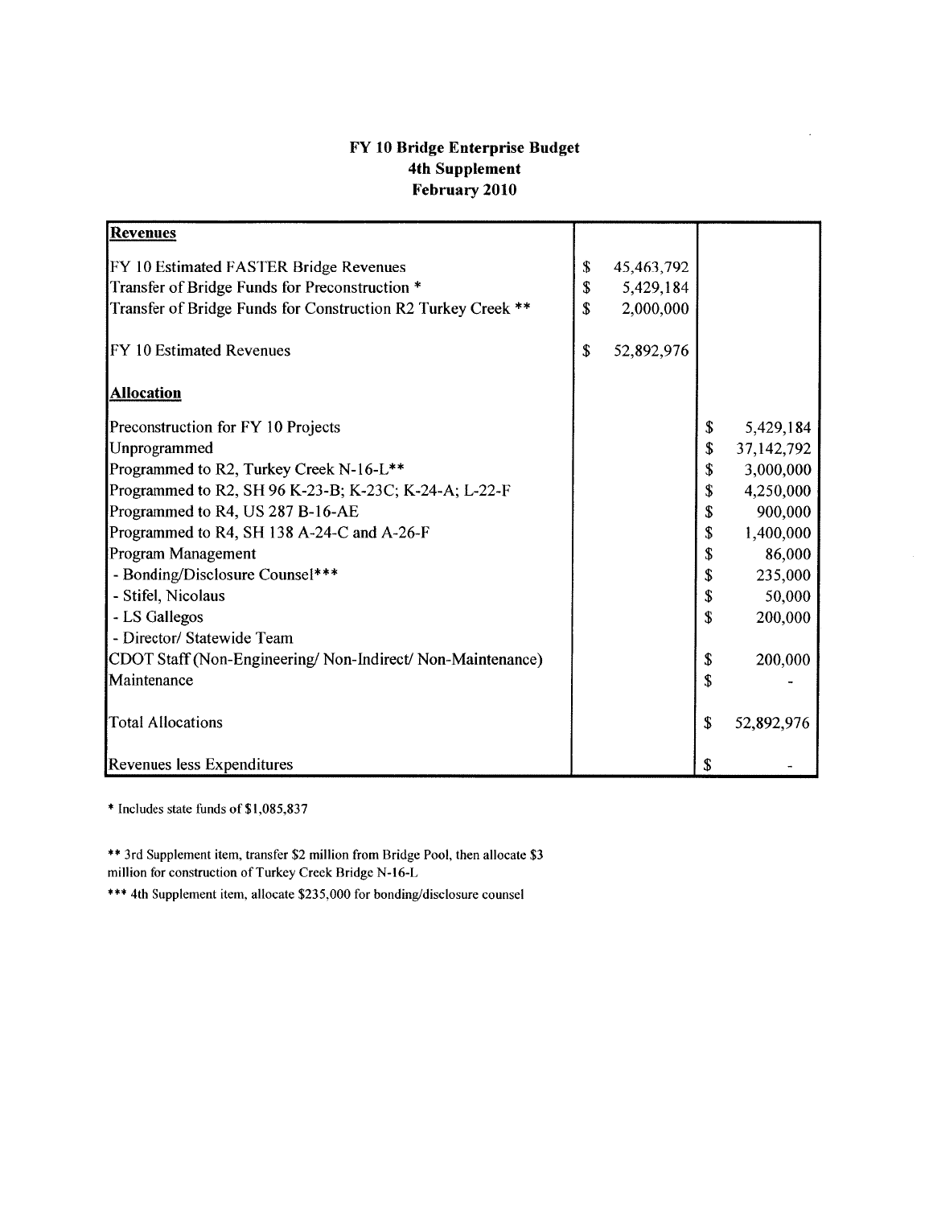# FY 10 Bridge Enterprise Budget
## 4th Supplement
## February 2010

| | | |
|---|---|---|
| **Revenues** | | |
| FY 10 Estimated FASTER Bridge Revenues | $ 45,463,792 | |
| Transfer of Bridge Funds for Preconstruction * | $ 5,429,184 | |
| Transfer of Bridge Funds for Construction R2 Turkey Creek ** | $ 2,000,000 | |
| FY 10 Estimated Revenues | $ 52,892,976 | |
| **Allocation** | | |
| Preconstruction for FY 10 Projects | | $ 5,429,184 |
| Unprogrammed | | $ 37,142,792 |
| Programmed to R2, Turkey Creek N-16-L** | | $ 3,000,000 |
| Programmed to R2, SH 96 K-23-B; K-23C; K-24-A; L-22-F | | $ 4,250,000 |
| Programmed to R4, US 287 B-16-AE | | $ 900,000 |
| Programmed to R4, SH 138 A-24-C and A-26-F | | $ 1,400,000 |
| Program Management | | $ 86,000 |
| - Bonding/Disclosure Counsel*** | | $ 235,000 |
| - Stifel, Nicolaus | | $ 50,000 |
| - LS Gallegos | | $ 200,000 |
| - Director/ Statewide Team | | |
| CDOT Staff (Non-Engineering/ Non-Indirect/ Non-Maintenance) | | $ 200,000 |
| Maintenance | | $ - |
| Total Allocations | | $ 52,892,976 |
| Revenues less Expenditures | | $ - |

* Includes state funds of $1,085,837

** 3rd Supplement item, transfer $2 million from Bridge Pool, then allocate $3 million for construction of Turkey Creek Bridge N-16-L

*** 4th Supplement item, allocate $235,000 for bonding/disclosure counsel